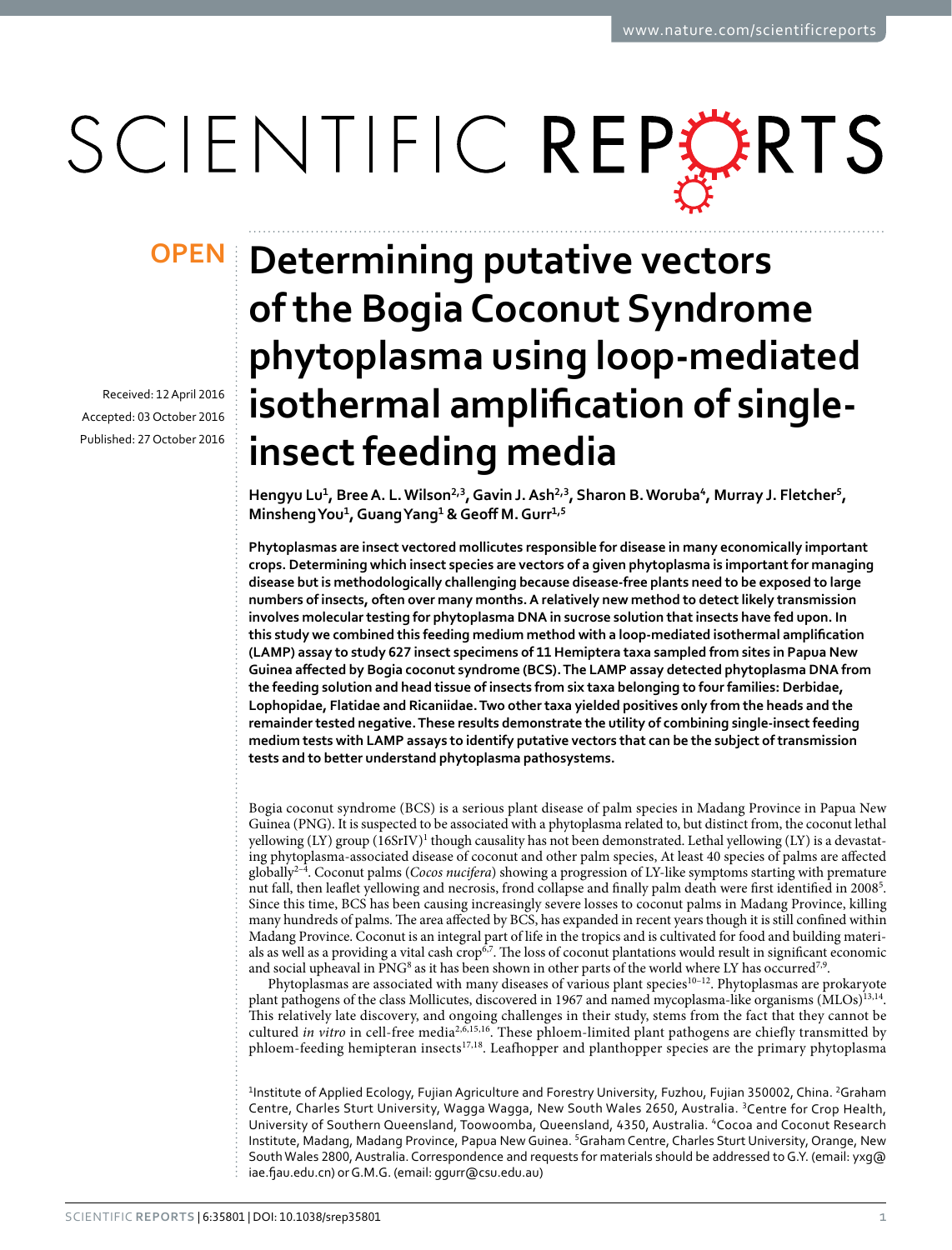# Determining putative vectors of the Bogia Coconut Syndrome phytoplasma using loop-mediated isothermal amplification of single-insect feeding media

OPEN

Received: 12 April 2016
Accepted: 03 October 2016
Published: 27 October 2016

Hengyu Lu[1], Bree A. L. Wilson[2,3], Gavin J. Ash[2,3], Sharon B. Woruba[4], Murray J. Fletcher[5], Minsheng You[1], Guang Yang[1] & Geoff M. Gurr[1,5]

**Phytoplasmas are insect vectored mollicutes responsible for disease in many economically important crops. Determining which insect species are vectors of a given phytoplasma is important for managing disease but is methodologically challenging because disease-free plants need to be exposed to large numbers of insects, often over many months. A relatively new method to detect likely transmission involves molecular testing for phytoplasma DNA in sucrose solution that insects have fed upon. In this study we combined this feeding medium method with a loop-mediated isothermal amplification (LAMP) assay to study 627 insect specimens of 11 Hemiptera taxa sampled from sites in Papua New Guinea affected by Bogia coconut syndrome (BCS). The LAMP assay detected phytoplasma DNA from the feeding solution and head tissue of insects from six taxa belonging to four families: Derbidae, Lophopidae, Flatidae and Ricaniidae. Two other taxa yielded positives only from the heads and the remainder tested negative. These results demonstrate the utility of combining single-insect feeding medium tests with LAMP assays to identify putative vectors that can be the subject of transmission tests and to better understand phytoplasma pathosystems.**

Bogia coconut syndrome (BCS) is a serious plant disease of palm species in Madang Province in Papua New Guinea (PNG). It is suspected to be associated with a phytoplasma related to, but distinct from, the coconut lethal yellowing (LY) group (16SrIV)[1] though causality has not been demonstrated. Lethal yellowing (LY) is a devastating phytoplasma-associated disease of coconut and other palm species, At least 40 species of palms are affected globally[2–4]. Coconut palms (*Cocos nucifera*) showing a progression of LY-like symptoms starting with premature nut fall, then leaflet yellowing and necrosis, frond collapse and finally palm death were first identified in 2008[5]. Since this time, BCS has been causing increasingly severe losses to coconut palms in Madang Province, killing many hundreds of palms. The area affected by BCS, has expanded in recent years though it is still confined within Madang Province. Coconut is an integral part of life in the tropics and is cultivated for food and building materials as well as a providing a vital cash crop[6,7]. The loss of coconut plantations would result in significant economic and social upheaval in PNG[8] as it has been shown in other parts of the world where LY has occurred[7,9].

Phytoplasmas are associated with many diseases of various plant species[10–12]. Phytoplasmas are prokaryote plant pathogens of the class Mollicutes, discovered in 1967 and named mycoplasma-like organisms (MLOs)[13,14]. This relatively late discovery, and ongoing challenges in their study, stems from the fact that they cannot be cultured *in vitro* in cell-free media[2,6,15,16]. These phloem-limited plant pathogens are chiefly transmitted by phloem-feeding hemipteran insects[17,18]. Leafhopper and planthopper species are the primary phytoplasma

[1]Institute of Applied Ecology, Fujian Agriculture and Forestry University, Fuzhou, Fujian 350002, China. [2]Graham Centre, Charles Sturt University, Wagga Wagga, New South Wales 2650, Australia. [3]Centre for Crop Health, University of Southern Queensland, Toowoomba, Queensland, 4350, Australia. [4]Cocoa and Coconut Research Institute, Madang, Madang Province, Papua New Guinea. [5]Graham Centre, Charles Sturt University, Orange, New South Wales 2800, Australia. Correspondence and requests for materials should be addressed to G.Y. (email: yxg@iae.fjau.edu.cn) or G.M.G. (email: ggurr@csu.edu.au)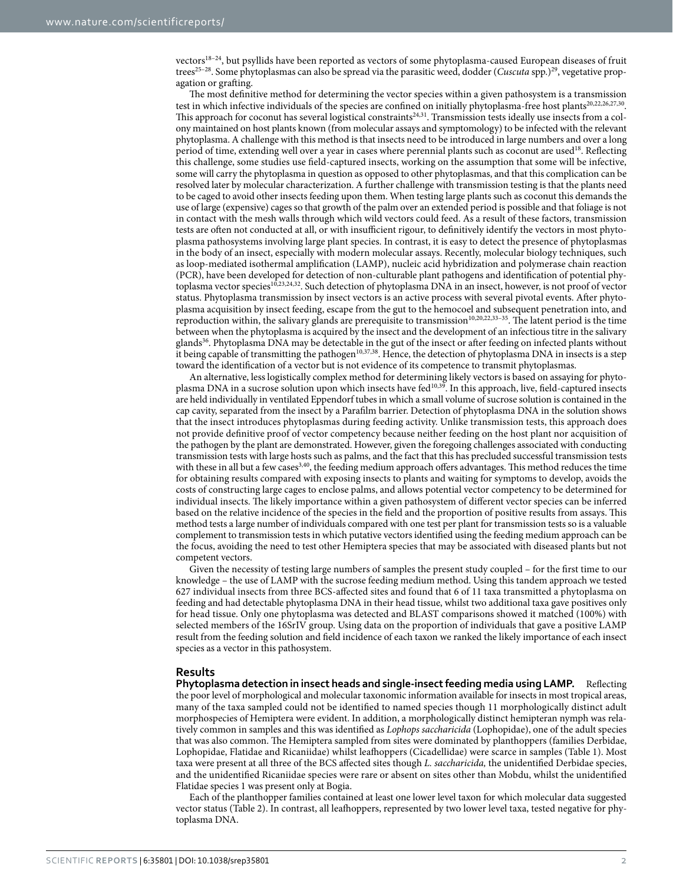vectors[18–24], but psyllids have been reported as vectors of some phytoplasma-caused European diseases of fruit trees[25–28]. Some phytoplasmas can also be spread via the parasitic weed, dodder (*Cuscuta* spp.)[29], vegetative propagation or grafting.

The most definitive method for determining the vector species within a given pathosystem is a transmission test in which infective individuals of the species are confined on initially phytoplasma-free host plants[20,22,26,27,30]. This approach for coconut has several logistical constraints[24,31]. Transmission tests ideally use insects from a colony maintained on host plants known (from molecular assays and symptomology) to be infected with the relevant phytoplasma. A challenge with this method is that insects need to be introduced in large numbers and over a long period of time, extending well over a year in cases where perennial plants such as coconut are used[18]. Reflecting this challenge, some studies use field-captured insects, working on the assumption that some will be infective, some will carry the phytoplasma in question as opposed to other phytoplasmas, and that this complication can be resolved later by molecular characterization. A further challenge with transmission testing is that the plants need to be caged to avoid other insects feeding upon them. When testing large plants such as coconut this demands the use of large (expensive) cages so that growth of the palm over an extended period is possible and that foliage is not in contact with the mesh walls through which wild vectors could feed. As a result of these factors, transmission tests are often not conducted at all, or with insufficient rigour, to definitively identify the vectors in most phytoplasma pathosystems involving large plant species. In contrast, it is easy to detect the presence of phytoplasmas in the body of an insect, especially with modern molecular assays. Recently, molecular biology techniques, such as loop-mediated isothermal amplification (LAMP), nucleic acid hybridization and polymerase chain reaction (PCR), have been developed for detection of non-culturable plant pathogens and identification of potential phytoplasma vector species[10,23,24,32]. Such detection of phytoplasma DNA in an insect, however, is not proof of vector status. Phytoplasma transmission by insect vectors is an active process with several pivotal events. After phytoplasma acquisition by insect feeding, escape from the gut to the hemocoel and subsequent penetration into, and reproduction within, the salivary glands are prerequisite to transmission[10,20,22,33–35]. The latent period is the time between when the phytoplasma is acquired by the insect and the development of an infectious titre in the salivary glands[36]. Phytoplasma DNA may be detectable in the gut of the insect or after feeding on infected plants without it being capable of transmitting the pathogen[10,37,38]. Hence, the detection of phytoplasma DNA in insects is a step toward the identification of a vector but is not evidence of its competence to transmit phytoplasmas.

An alternative, less logistically complex method for determining likely vectors is based on assaying for phytoplasma DNA in a sucrose solution upon which insects have fed[10,39]. In this approach, live, field-captured insects are held individually in ventilated Eppendorf tubes in which a small volume of sucrose solution is contained in the cap cavity, separated from the insect by a Parafilm barrier. Detection of phytoplasma DNA in the solution shows that the insect introduces phytoplasmas during feeding activity. Unlike transmission tests, this approach does not provide definitive proof of vector competency because neither feeding on the host plant nor acquisition of the pathogen by the plant are demonstrated. However, given the foregoing challenges associated with conducting transmission tests with large hosts such as palms, and the fact that this has precluded successful transmission tests with these in all but a few cases[3,40], the feeding medium approach offers advantages. This method reduces the time for obtaining results compared with exposing insects to plants and waiting for symptoms to develop, avoids the costs of constructing large cages to enclose palms, and allows potential vector competency to be determined for individual insects. The likely importance within a given pathosystem of different vector species can be inferred based on the relative incidence of the species in the field and the proportion of positive results from assays. This method tests a large number of individuals compared with one test per plant for transmission tests so is a valuable complement to transmission tests in which putative vectors identified using the feeding medium approach can be the focus, avoiding the need to test other Hemiptera species that may be associated with diseased plants but not competent vectors.

Given the necessity of testing large numbers of samples the present study coupled – for the first time to our knowledge – the use of LAMP with the sucrose feeding medium method. Using this tandem approach we tested 627 individual insects from three BCS-affected sites and found that 6 of 11 taxa transmitted a phytoplasma on feeding and had detectable phytoplasma DNA in their head tissue, whilst two additional taxa gave positives only for head tissue. Only one phytoplasma was detected and BLAST comparisons showed it matched (100%) with selected members of the 16SrIV group. Using data on the proportion of individuals that gave a positive LAMP result from the feeding solution and field incidence of each taxon we ranked the likely importance of each insect species as a vector in this pathosystem.

## Results

**Phytoplasma detection in insect heads and single-insect feeding media using LAMP.** Reflecting the poor level of morphological and molecular taxonomic information available for insects in most tropical areas, many of the taxa sampled could not be identified to named species though 11 morphologically distinct adult morphospecies of Hemiptera were evident. In addition, a morphologically distinct hemipteran nymph was relatively common in samples and this was identified as *Lophops saccharicida* (Lophopidae), one of the adult species that was also common. The Hemiptera sampled from sites were dominated by planthoppers (families Derbidae, Lophopidae, Flatidae and Ricaniidae) whilst leafhoppers (Cicadellidae) were scarce in samples (Table 1). Most taxa were present at all three of the BCS affected sites though *L. saccharicida,* the unidentified Derbidae species, and the unidentified Ricaniidae species were rare or absent on sites other than Mobdu, whilst the unidentified Flatidae species 1 was present only at Bogia.

Each of the planthopper families contained at least one lower level taxon for which molecular data suggested vector status (Table 2). In contrast, all leafhoppers, represented by two lower level taxa, tested negative for phytoplasma DNA.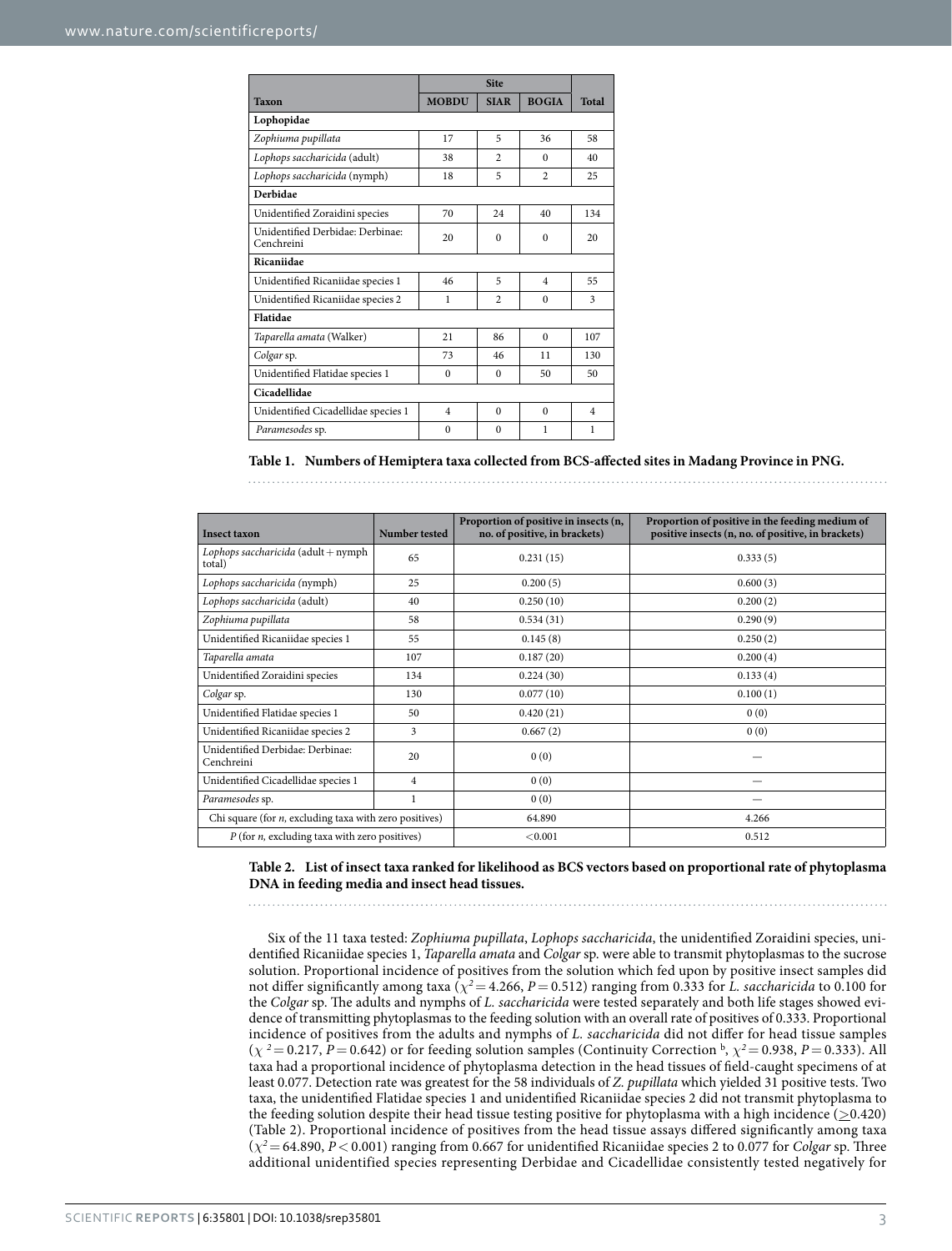| Taxon | Site | | | Total |
|---|---|---|---|---|
| | MOBDU | SIAR | BOGIA | |
| **Lophopidae** | | | | |
| *Zophiuma pupillata* | 17 | 5 | 36 | 58 |
| *Lophops saccharicida* (adult) | 38 | 2 | 0 | 40 |
| *Lophops saccharicida* (nymph) | 18 | 5 | 2 | 25 |
| **Derbidae** | | | | |
| Unidentified Zoraidini species | 70 | 24 | 40 | 134 |
| Unidentified Derbidae: Derbinae: Cenchreini | 20 | 0 | 0 | 20 |
| **Ricaniidae** | | | | |
| Unidentified Ricaniidae species 1 | 46 | 5 | 4 | 55 |
| Unidentified Ricaniidae species 2 | 1 | 2 | 0 | 3 |
| **Flatidae** | | | | |
| *Taparella amata* (Walker) | 21 | 86 | 0 | 107 |
| *Colgar* sp. | 73 | 46 | 11 | 130 |
| Unidentified Flatidae species 1 | 0 | 0 | 50 | 50 |
| **Cicadellidae** | | | | |
| Unidentified Cicadellidae species 1 | 4 | 0 | 0 | 4 |
| *Paramesodes* sp. | 0 | 0 | 1 | 1 |

**Table 1. Numbers of Hemiptera taxa collected from BCS-affected sites in Madang Province in PNG.**

| Insect taxon | Number tested | Proportion of positive in insects (n, no. of positive, in brackets) | Proportion of positive in the feeding medium of positive insects (n, no. of positive, in brackets) |
|---|---|---|---|
| *Lophops saccharicida* (adult + nymph total) | 65 | 0.231 (15) | 0.333 (5) |
| *Lophops saccharicida* (nymph) | 25 | 0.200 (5) | 0.600 (3) |
| *Lophops saccharicida* (adult) | 40 | 0.250 (10) | 0.200 (2) |
| *Zophiuma pupillata* | 58 | 0.534 (31) | 0.290 (9) |
| Unidentified Ricaniidae species 1 | 55 | 0.145 (8) | 0.250 (2) |
| *Taparella amata* | 107 | 0.187 (20) | 0.200 (4) |
| Unidentified Zoraidini species | 134 | 0.224 (30) | 0.133 (4) |
| *Colgar* sp. | 130 | 0.077 (10) | 0.100 (1) |
| Unidentified Flatidae species 1 | 50 | 0.420 (21) | 0 (0) |
| Unidentified Ricaniidae species 2 | 3 | 0.667 (2) | 0 (0) |
| Unidentified Derbidae: Derbinae: Cenchreini | 20 | 0 (0) | — |
| Unidentified Cicadellidae species 1 | 4 | 0 (0) | — |
| *Paramesodes* sp. | 1 | 0 (0) | — |
| Chi square (for *n*, excluding taxa with zero positives) | | 64.890 | 4.266 |
| *P* (for *n*, excluding taxa with zero positives) | | <0.001 | 0.512 |

**Table 2. List of insect taxa ranked for likelihood as BCS vectors based on proportional rate of phytoplasma DNA in feeding media and insect head tissues.**

Six of the 11 taxa tested: *Zophiuma pupillata*, *Lophops saccharicida*, the unidentified Zoraidini species, unidentified Ricaniidae species 1, *Taparella amata* and *Colgar* sp. were able to transmit phytoplasmas to the sucrose solution. Proportional incidence of positives from the solution which fed upon by positive insect samples did not differ significantly among taxa ($\chi^2 = 4.266$, $P = 0.512$) ranging from 0.333 for *L. saccharicida* to 0.100 for the *Colgar* sp. The adults and nymphs of *L. saccharicida* were tested separately and both life stages showed evidence of transmitting phytoplasmas to the feeding solution with an overall rate of positives of 0.333. Proportional incidence of positives from the adults and nymphs of *L. saccharicida* did not differ for head tissue samples ($\chi^2 = 0.217$, $P = 0.642$) or for feeding solution samples (Continuity Correction [b], $\chi^2 = 0.938$, $P = 0.333$). All taxa had a proportional incidence of phytoplasma detection in the head tissues of field-caught specimens of at least 0.077. Detection rate was greatest for the 58 individuals of *Z. pupillata* which yielded 31 positive tests. Two taxa, the unidentified Flatidae species 1 and unidentified Ricaniidae species 2 did not transmit phytoplasma to the feeding solution despite their head tissue testing positive for phytoplasma with a high incidence ($\geq 0.420$) (Table 2). Proportional incidence of positives from the head tissue assays differed significantly among taxa ($\chi^2 = 64.890$, $P < 0.001$) ranging from 0.667 for unidentified Ricaniidae species 2 to 0.077 for *Colgar* sp. Three additional unidentified species representing Derbidae and Cicadellidae consistently tested negatively for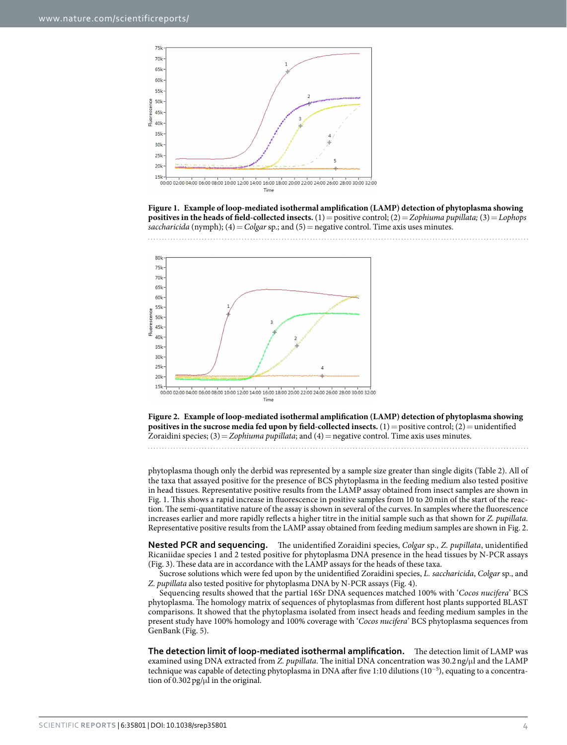**Figure 1. Example of loop-mediated isothermal amplification (LAMP) detection of phytoplasma showing positives in the heads of field-collected insects.** (1) = positive control; (2) = *Zophiuma pupillata;* (3) = *Lophops saccharicida* (nymph); (4) = *Colgar* sp.; and (5) = negative control. Time axis uses minutes.

**Figure 2. Example of loop-mediated isothermal amplification (LAMP) detection of phytoplasma showing positives in the sucrose media fed upon by field-collected insects.** (1) = positive control; (2) = unidentified Zoraidini species; (3) = *Zophiuma pupillata*; and (4) = negative control. Time axis uses minutes.

phytoplasma though only the derbid was represented by a sample size greater than single digits (Table 2). All of the taxa that assayed positive for the presence of BCS phytoplasma in the feeding medium also tested positive in head tissues. Representative positive results from the LAMP assay obtained from insect samples are shown in Fig. 1. This shows a rapid increase in fluorescence in positive samples from 10 to 20 min of the start of the reaction. The semi-quantitative nature of the assay is shown in several of the curves. In samples where the fluorescence increases earlier and more rapidly reflects a higher titre in the initial sample such as that shown for *Z. pupillata*. Representative positive results from the LAMP assay obtained from feeding medium samples are shown in Fig. 2.

**Nested PCR and sequencing.** The unidentified Zoraidini species, *Colgar* sp., *Z. pupillata*, unidentified Ricaniidae species 1 and 2 tested positive for phytoplasma DNA presence in the head tissues by N-PCR assays (Fig. 3). These data are in accordance with the LAMP assays for the heads of these taxa.

Sucrose solutions which were fed upon by the unidentified Zoraidini species, *L. saccharicida*, *Colgar* sp., and *Z. pupillata* also tested positive for phytoplasma DNA by N-PCR assays (Fig. 4).

Sequencing results showed that the partial 16Sr DNA sequences matched 100% with '*Cocos nucifera*' BCS phytoplasma. The homology matrix of sequences of phytoplasmas from different host plants supported BLAST comparisons. It showed that the phytoplasma isolated from insect heads and feeding medium samples in the present study have 100% homology and 100% coverage with '*Cocos nucifera*' BCS phytoplasma sequences from GenBank (Fig. 5).

**The detection limit of loop-mediated isothermal amplification.** The detection limit of LAMP was examined using DNA extracted from *Z. pupillata*. The initial DNA concentration was 30.2 ng/μl and the LAMP technique was capable of detecting phytoplasma in DNA after five 1:10 dilutions ($10^{-5}$), equating to a concentration of 0.302 pg/μl in the original.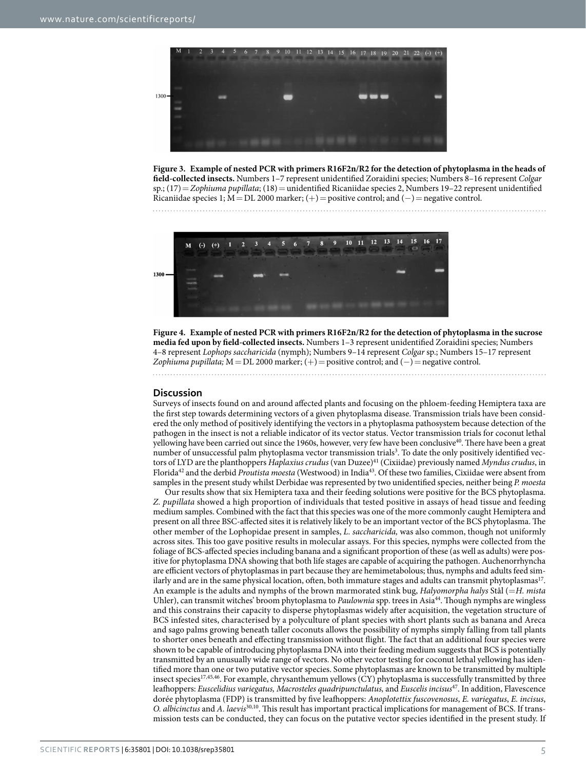M 1 2 3 4 5 6 7 8 9 10 11 12 13 14 15 16 17 18 19 20 21 22 (-) (+)

1300

**Figure 3. Example of nested PCR with primers R16F2n/R2 for the detection of phytoplasma in the heads of field-collected insects.** Numbers 1–7 represent unidentified Zoraidini species; Numbers 8–16 represent *Colgar* sp.; (17) = *Zophiuma pupillata*; (18) = unidentified Ricaniidae species 2, Numbers 19–22 represent unidentified Ricaniidae species 1; M = DL 2000 marker; (+) = positive control; and (−) = negative control.

M (-) (+) 1 2 3 4 5 6 7 8 9 10 11 12 13 14 15 16 17

1300

**Figure 4. Example of nested PCR with primers R16F2n/R2 for the detection of phytoplasma in the sucrose media fed upon by field-collected insects.** Numbers 1–3 represent unidentified Zoraidini species; Numbers 4–8 represent *Lophops saccharicida* (nymph); Numbers 9–14 represent *Colgar* sp.; Numbers 15–17 represent *Zophiuma pupillata;* M = DL 2000 marker; (+) = positive control; and (−) = negative control.

## Discussion

Surveys of insects found on and around affected plants and focusing on the phloem-feeding Hemiptera taxa are the first step towards determining vectors of a given phytoplasma disease. Transmission trials have been considered the only method of positively identifying the vectors in a phytoplasma pathosystem because detection of the pathogen in the insect is not a reliable indicator of its vector status. Vector transmission trials for coconut lethal yellowing have been carried out since the 1960s, however, very few have been conclusive[40]. There have been a great number of unsuccessful palm phytoplasma vector transmission trials[3]. To date the only positively identified vectors of LYD are the planthoppers *Haplaxius crudus* (van Duzee)[41] (Cixiidae) previously named *Myndus crudus*, in Florida[42] and the derbid *Proutista moesta* (Westwood) in India[43]. Of these two families, Cixiidae were absent from samples in the present study whilst Derbidae was represented by two unidentified species, neither being *P. moesta*

Our results show that six Hemiptera taxa and their feeding solutions were positive for the BCS phytoplasma. *Z. pupillata* showed a high proportion of individuals that tested positive in assays of head tissue and feeding medium samples. Combined with the fact that this species was one of the more commonly caught Hemiptera and present on all three BSC-affected sites it is relatively likely to be an important vector of the BCS phytoplasma. The other member of the Lophopidae present in samples, *L. saccharicida,* was also common, though not uniformly across sites. This too gave positive results in molecular assays. For this species, nymphs were collected from the foliage of BCS-affected species including banana and a significant proportion of these (as well as adults) were positive for phytoplasma DNA showing that both life stages are capable of acquiring the pathogen. Auchenorrhyncha are efficient vectors of phytoplasmas in part because they are hemimetabolous; thus, nymphs and adults feed similarly and are in the same physical location, often, both immature stages and adults can transmit phytoplasmas[17]. An example is the adults and nymphs of the brown marmorated stink bug, *Halyomorpha halys* Stål (=*H. mista* Uhler), can transmit witches' broom phytoplasma to *Paulownia* spp. trees in Asia[44]. Though nymphs are wingless and this constrains their capacity to disperse phytoplasmas widely after acquisition, the vegetation structure of BCS infested sites, characterised by a polyculture of plant species with short plants such as banana and Areca and sago palms growing beneath taller coconuts allows the possibility of nymphs simply falling from tall plants to shorter ones beneath and effecting transmission without flight. The fact that an additional four species were shown to be capable of introducing phytoplasma DNA into their feeding medium suggests that BCS is potentially transmitted by an unusually wide range of vectors. No other vector testing for coconut lethal yellowing has identified more than one or two putative vector species. Some phytoplasmas are known to be transmitted by multiple insect species[17,45,46]. For example, chrysanthemum yellows (CY) phytoplasma is successfully transmitted by three leafhoppers: *Euscelidius variegatus, Macrosteles quadripunctulatus,* and *Euscelis incisus*[47]. In addition, Flavescence dorée phytoplasma (FDP) is transmitted by five leafhoppers: *Anoplotettix fuscovenosus*, *E. variegatus*, *E. incisus*, *O. albicinctus* and *A. laevis*[30,10]. This result has important practical implications for management of BCS. If transmission tests can be conducted, they can focus on the putative vector species identified in the present study. If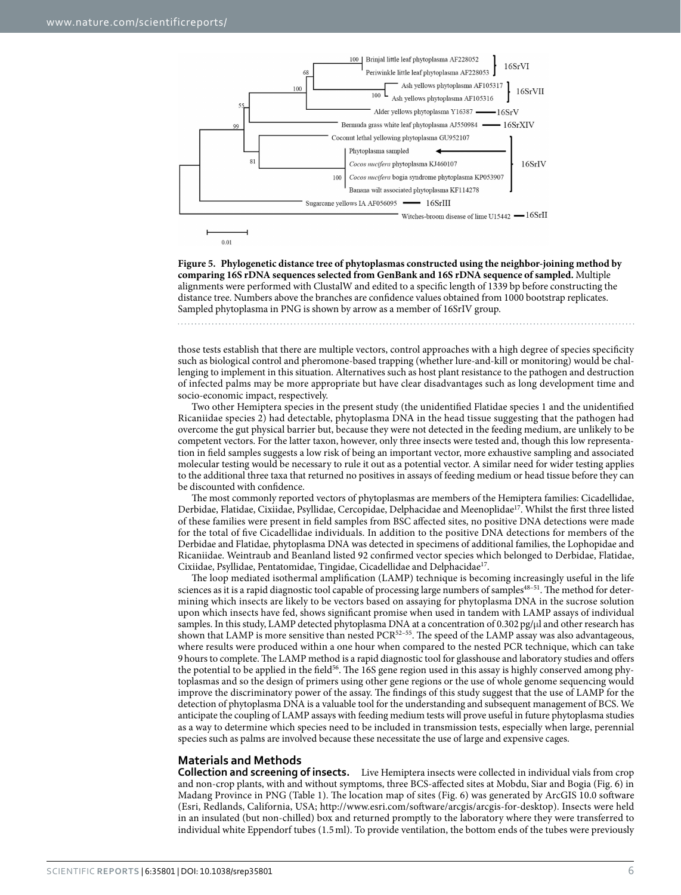**Figure 5. Phylogenetic distance tree of phytoplasmas constructed using the neighbor-joining method by comparing 16S rDNA sequences selected from GenBank and 16S rDNA sequence of sampled.** Multiple alignments were performed with ClustalW and edited to a specific length of 1339 bp before constructing the distance tree. Numbers above the branches are confidence values obtained from 1000 bootstrap replicates. Sampled phytoplasma in PNG is shown by arrow as a member of 16SrIV group.

those tests establish that there are multiple vectors, control approaches with a high degree of species specificity such as biological control and pheromone-based trapping (whether lure-and-kill or monitoring) would be challenging to implement in this situation. Alternatives such as host plant resistance to the pathogen and destruction of infected palms may be more appropriate but have clear disadvantages such as long development time and socio-economic impact, respectively.

Two other Hemiptera species in the present study (the unidentified Flatidae species 1 and the unidentified Ricaniidae species 2) had detectable, phytoplasma DNA in the head tissue suggesting that the pathogen had overcome the gut physical barrier but, because they were not detected in the feeding medium, are unlikely to be competent vectors. For the latter taxon, however, only three insects were tested and, though this low representation in field samples suggests a low risk of being an important vector, more exhaustive sampling and associated molecular testing would be necessary to rule it out as a potential vector. A similar need for wider testing applies to the additional three taxa that returned no positives in assays of feeding medium or head tissue before they can be discounted with confidence.

The most commonly reported vectors of phytoplasmas are members of the Hemiptera families: Cicadellidae, Derbidae, Flatidae, Cixiidae, Psyllidae, Cercopidae, Delphacidae and Meenoplidae[17]. Whilst the first three listed of these families were present in field samples from BSC affected sites, no positive DNA detections were made for the total of five Cicadellidae individuals. In addition to the positive DNA detections for members of the Derbidae and Flatidae, phytoplasma DNA was detected in specimens of additional families, the Lophopidae and Ricaniidae. Weintraub and Beanland listed 92 confirmed vector species which belonged to Derbidae, Flatidae, Cixiidae, Psyllidae, Pentatomidae, Tingidae, Cicadellidae and Delphacidae[17].

The loop mediated isothermal amplification (LAMP) technique is becoming increasingly useful in the life sciences as it is a rapid diagnostic tool capable of processing large numbers of samples[48–51]. The method for determining which insects are likely to be vectors based on assaying for phytoplasma DNA in the sucrose solution upon which insects have fed, shows significant promise when used in tandem with LAMP assays of individual samples. In this study, LAMP detected phytoplasma DNA at a concentration of 0.302 pg/μl and other research has shown that LAMP is more sensitive than nested PCR[52–55]. The speed of the LAMP assay was also advantageous, where results were produced within a one hour when compared to the nested PCR technique, which can take 9 hours to complete. The LAMP method is a rapid diagnostic tool for glasshouse and laboratory studies and offers the potential to be applied in the field[56]. The 16S gene region used in this assay is highly conserved among phytoplasmas and so the design of primers using other gene regions or the use of whole genome sequencing would improve the discriminatory power of the assay. The findings of this study suggest that the use of LAMP for the detection of phytoplasma DNA is a valuable tool for the understanding and subsequent management of BCS. We anticipate the coupling of LAMP assays with feeding medium tests will prove useful in future phytoplasma studies as a way to determine which species need to be included in transmission tests, especially when large, perennial species such as palms are involved because these necessitate the use of large and expensive cages.

## Materials and Methods

**Collection and screening of insects.** Live Hemiptera insects were collected in individual vials from crop and non-crop plants, with and without symptoms, three BCS-affected sites at Mobdu, Siar and Bogia (Fig. 6) in Madang Province in PNG (Table 1). The location map of sites (Fig. 6) was generated by ArcGIS 10.0 software (Esri, Redlands, California, USA; http://www.esri.com/software/arcgis/arcgis-for-desktop). Insects were held in an insulated (but non-chilled) box and returned promptly to the laboratory where they were transferred to individual white Eppendorf tubes (1.5 ml). To provide ventilation, the bottom ends of the tubes were previously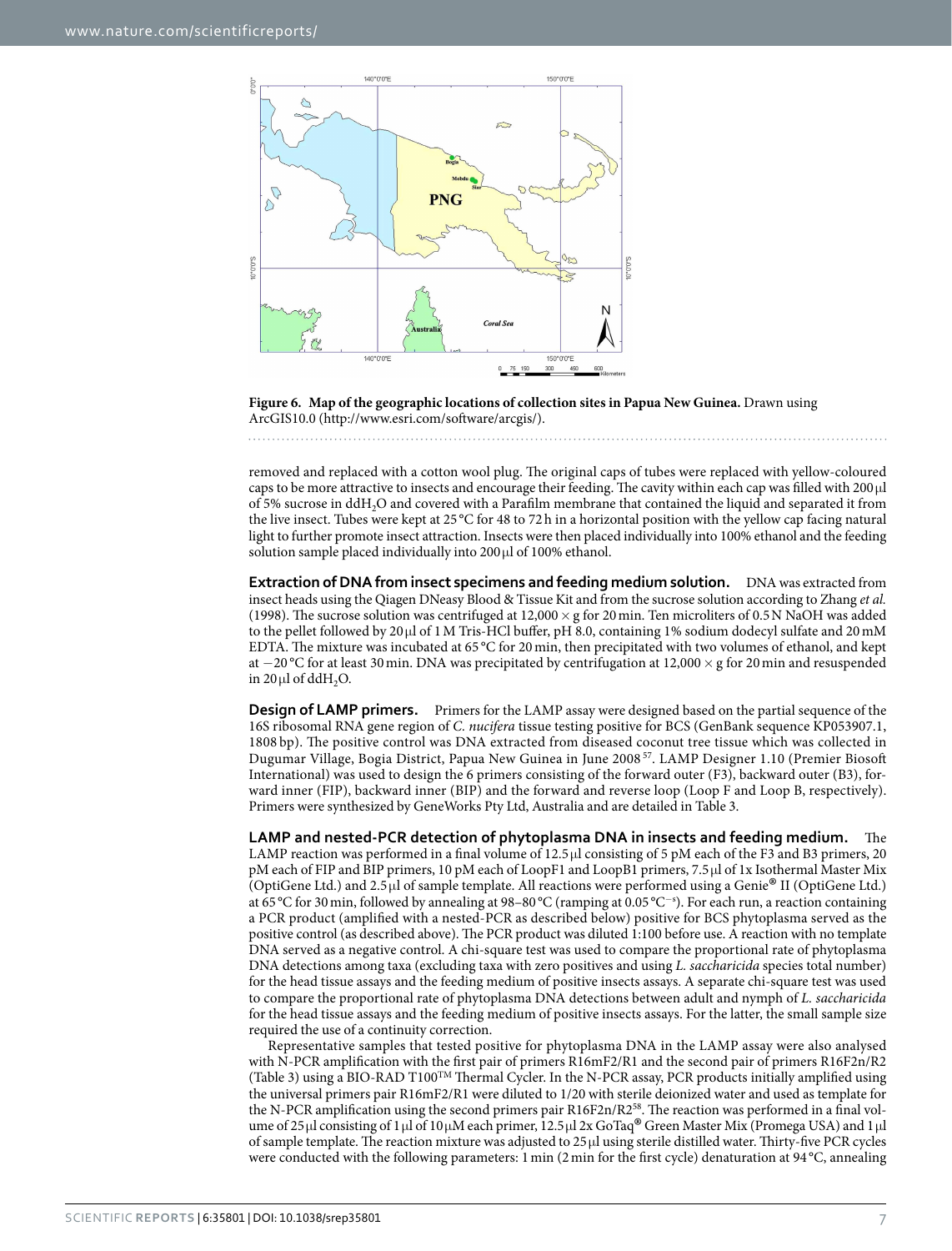**Figure 6. Map of the geographic locations of collection sites in Papua New Guinea.** Drawn using ArcGIS10.0 (http://www.esri.com/software/arcgis/).

removed and replaced with a cotton wool plug. The original caps of tubes were replaced with yellow-coloured caps to be more attractive to insects and encourage their feeding. The cavity within each cap was filled with 200 μl of 5% sucrose in $ddH_2O$ and covered with a Parafilm membrane that contained the liquid and separated it from the live insect. Tubes were kept at 25 °C for 48 to 72 h in a horizontal position with the yellow cap facing natural light to further promote insect attraction. Insects were then placed individually into 100% ethanol and the feeding solution sample placed individually into 200 μl of 100% ethanol.

**Extraction of DNA from insect specimens and feeding medium solution.** DNA was extracted from insect heads using the Qiagen DNeasy Blood & Tissue Kit and from the sucrose solution according to Zhang *et al.* (1998). The sucrose solution was centrifuged at 12,000 × g for 20 min. Ten microliters of 0.5 N NaOH was added to the pellet followed by 20 μl of 1 M Tris-HCl buffer, pH 8.0, containing 1% sodium dodecyl sulfate and 20 mM EDTA. The mixture was incubated at 65 °C for 20 min, then precipitated with two volumes of ethanol, and kept at −20 °C for at least 30 min. DNA was precipitated by centrifugation at 12,000 × g for 20 min and resuspended in 20 μl of $ddH_2O$.

**Design of LAMP primers.** Primers for the LAMP assay were designed based on the partial sequence of the 16S ribosomal RNA gene region of *C. nucifera* tissue testing positive for BCS (GenBank sequence KP053907.1, 1808 bp). The positive control was DNA extracted from diseased coconut tree tissue which was collected in Dugumar Village, Bogia District, Papua New Guinea in June 2008[57]. LAMP Designer 1.10 (Premier Biosoft International) was used to design the 6 primers consisting of the forward outer (F3), backward outer (B3), forward inner (FIP), backward inner (BIP) and the forward and reverse loop (Loop F and Loop B, respectively). Primers were synthesized by GeneWorks Pty Ltd, Australia and are detailed in Table 3.

**LAMP and nested-PCR detection of phytoplasma DNA in insects and feeding medium.** The LAMP reaction was performed in a final volume of 12.5 μl consisting of 5 pM each of the F3 and B3 primers, 20 pM each of FIP and BIP primers, 10 pM each of LoopF1 and LoopB1 primers, 7.5 μl of 1x Isothermal Master Mix (OptiGene Ltd.) and 2.5 μl of sample template. All reactions were performed using a Genie® II (OptiGene Ltd.) at 65 °C for 30 min, followed by annealing at 98–80 °C (ramping at 0.05 °C$^{-s}$). For each run, a reaction containing a PCR product (amplified with a nested-PCR as described below) positive for BCS phytoplasma served as the positive control (as described above). The PCR product was diluted 1:100 before use. A reaction with no template DNA served as a negative control. A chi-square test was used to compare the proportional rate of phytoplasma DNA detections among taxa (excluding taxa with zero positives and using *L. saccharicida* species total number) for the head tissue assays and the feeding medium of positive insects assays. A separate chi-square test was used to compare the proportional rate of phytoplasma DNA detections between adult and nymph of *L. saccharicida* for the head tissue assays and the feeding medium of positive insects assays. For the latter, the small sample size required the use of a continuity correction.

Representative samples that tested positive for phytoplasma DNA in the LAMP assay were also analysed with N-PCR amplification with the first pair of primers R16mF2/R1 and the second pair of primers R16F2n/R2 (Table 3) using a BIO-RAD T100™ Thermal Cycler. In the N-PCR assay, PCR products initially amplified using the universal primers pair R16mF2/R1 were diluted to 1/20 with sterile deionized water and used as template for the N-PCR amplification using the second primers pair R16F2n/R2[58]. The reaction was performed in a final volume of 25 μl consisting of 1 μl of 10 μM each primer, 12.5 μl 2x GoTaq® Green Master Mix (Promega USA) and 1 μl of sample template. The reaction mixture was adjusted to 25 μl using sterile distilled water. Thirty-five PCR cycles were conducted with the following parameters: 1 min (2 min for the first cycle) denaturation at 94 °C, annealing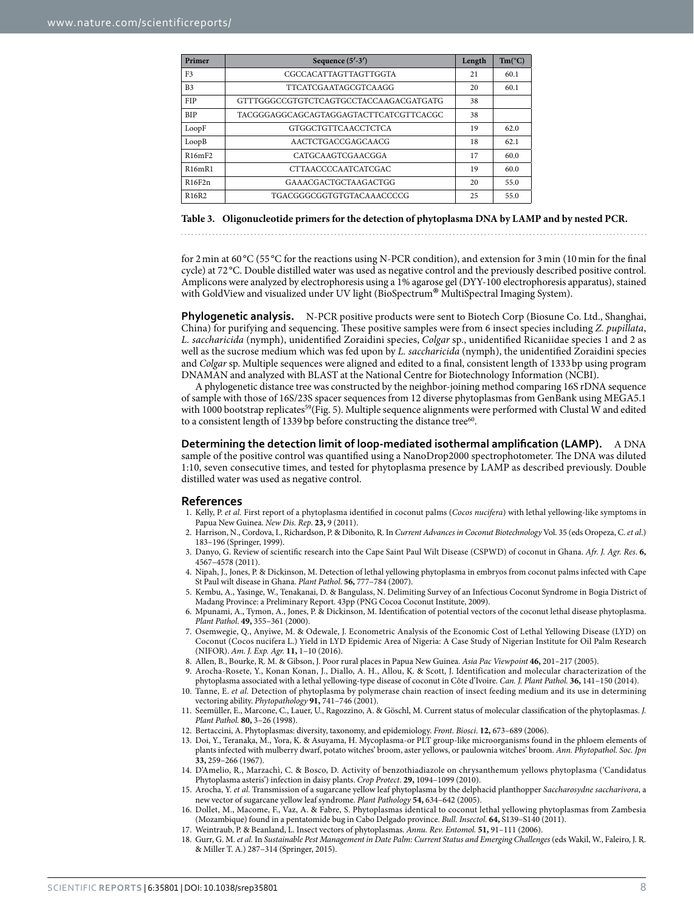| Primer | Sequence (5′-3′) | Length | Tm(°C) |
|---|---|---|---|
| F3 | CGCCACATTAGTTAGTTGGTA | 21 | 60.1 |
| B3 | TTCATCGAATAGCGTCAAGG | 20 | 60.1 |
| FIP | GTTTGGGCCGTGTCTCAGTGCCTACCAAGACGATGATG | 38 | |
| BIP | TACGGGAGGCAGCAGTAGGAGTACTTCATCGTTCACGC | 38 | |
| LoopF | GTGGCTGTTCAACCTCTCA | 19 | 62.0 |
| LoopB | AACTCTGACCGAGCAACG | 18 | 62.1 |
| R16mF2 | CATGCAAGTCGAACGGA | 17 | 60.0 |
| R16mR1 | CTTAACCCCAATCATCGAC | 19 | 60.0 |
| R16F2n | GAAACGACTGCTAAGACTGG | 20 | 55.0 |
| R16R2 | TGACGGGCGGTGTGTACAAACCCCG | 25 | 55.0 |

**Table 3. Oligonucleotide primers for the detection of phytoplasma DNA by LAMP and by nested PCR.**

for 2 min at 60 °C (55 °C for the reactions using N-PCR condition), and extension for 3 min (10 min for the final cycle) at 72 °C. Double distilled water was used as negative control and the previously described positive control. Amplicons were analyzed by electrophoresis using a 1% agarose gel (DYY-100 electrophoresis apparatus), stained with GoldView and visualized under UV light (BioSpectrum® MultiSpectral Imaging System).

**Phylogenetic analysis.** N-PCR positive products were sent to Biotech Corp (Biosune Co. Ltd., Shanghai, China) for purifying and sequencing. These positive samples were from 6 insect species including *Z. pupillata*, *L. saccharicida* (nymph), unidentified Zoraidini species, *Colgar* sp., unidentified Ricaniidae species 1 and 2 as well as the sucrose medium which was fed upon by *L. saccharicida* (nymph), the unidentified Zoraidini species and *Colgar* sp. Multiple sequences were aligned and edited to a final, consistent length of 1333 bp using program DNAMAN and analyzed with BLAST at the National Centre for Biotechnology Information (NCBI).

A phylogenetic distance tree was constructed by the neighbor-joining method comparing 16S rDNA sequence of sample with those of 16S/23S spacer sequences from 12 diverse phytoplasmas from GenBank using MEGA5.1 with 1000 bootstrap replicates[59](Fig. 5). Multiple sequence alignments were performed with Clustal W and edited to a consistent length of 1339 bp before constructing the distance tree[60].

**Determining the detection limit of loop-mediated isothermal amplification (LAMP).** A DNA sample of the positive control was quantified using a NanoDrop2000 spectrophotometer. The DNA was diluted 1:10, seven consecutive times, and tested for phytoplasma presence by LAMP as described previously. Double distilled water was used as negative control.

## References

1. Kelly, P. *et al.* First report of a phytoplasma identified in coconut palms (*Cocos nucifera*) with lethal yellowing-like symptoms in Papua New Guinea. *New Dis. Rep.* **23,** 9 (2011).
2. Harrison, N., Cordova, I., Richardson, P. & Dibonito, R. In *Current Advances in Coconut Biotechnology* Vol. 35 (eds Oropeza, C. *et al.*) 183–196 (Springer, 1999).
3. Danyo, G. Review of scientific research into the Cape Saint Paul Wilt Disease (CSPWD) of coconut in Ghana. *Afr. J. Agr. Res*. **6,** 4567–4578 (2011).
4. Nipah, J., Jones, P. & Dickinson, M. Detection of lethal yellowing phytoplasma in embryos from coconut palms infected with Cape St Paul wilt disease in Ghana. *Plant Pathol*. **56,** 777–784 (2007).
5. Kembu, A., Yasinge, W., Tenakanai, D. & Bangulass, N. Delimiting Survey of an Infectious Coconut Syndrome in Bogia District of Madang Province: a Preliminary Report. 43pp (PNG Cocoa Coconut Institute, 2009).
6. Mpunami, A., Tymon, A., Jones, P. & Dickinson, M. Identification of potential vectors of the coconut lethal disease phytoplasma. *Plant Pathol*. **49,** 355–361 (2000).
7. Osemwegie, Q., Anyiwe, M. & Odewale, J. Econometric Analysis of the Economic Cost of Lethal Yellowing Disease (LYD) on Coconut (Cocos nucifera L.) Yield in LYD Epidemic Area of Nigeria: A Case Study of Nigerian Institute for Oil Palm Research (NIFOR). *Am. J. Exp. Agr.* **11,** 1–10 (2016).
8. Allen, B., Bourke, R. M. & Gibson, J. Poor rural places in Papua New Guinea. *Asia Pac Viewpoint* **46,** 201–217 (2005).
9. Arocha-Rosete, Y., Konan Konan, J., Diallo, A. H., Allou, K. & Scott, J. Identification and molecular characterization of the phytoplasma associated with a lethal yellowing-type disease of coconut in Côte d'Ivoire. *Can. J. Plant Pathol.* **36,** 141–150 (2014).
10. Tanne, E. *et al.* Detection of phytoplasma by polymerase chain reaction of insect feeding medium and its use in determining vectoring ability. *Phytopathology* **91,** 741–746 (2001).
11. Seemüller, E., Marcone, C., Lauer, U., Ragozzino, A. & Göschl, M. Current status of molecular classification of the phytoplasmas. *J. Plant Pathol.* **80,** 3–26 (1998).
12. Bertaccini, A. Phytoplasmas: diversity, taxonomy, and epidemiology. *Front. Biosci*. **12,** 673–689 (2006).
13. Doi, Y., Teranaka, M., Yora, K. & Asuyama, H. Mycoplasma-or PLT group-like microorganisms found in the phloem elements of plants infected with mulberry dwarf, potato witches' broom, aster yellows, or paulownia witches' broom. *Ann. Phytopathol. Soc. Jpn* **33,** 259–266 (1967).
14. D'Amelio, R., Marzachì, C. & Bosco, D. Activity of benzothiadiazole on chrysanthemum yellows phytoplasma ('Candidatus Phytoplasma asteris') infection in daisy plants. *Crop Protect*. **29,** 1094–1099 (2010).
15. Arocha, Y. *et al.* Transmission of a sugarcane yellow leaf phytoplasma by the delphacid planthopper *Saccharosydne saccharivora*, a new vector of sugarcane yellow leaf syndrome. *Plant Pathology* **54,** 634–642 (2005).
16. Dollet, M., Macome, F., Vaz, A. & Fabre, S. Phytoplasmas identical to coconut lethal yellowing phytoplasmas from Zambesia (Mozambique) found in a pentatomide bug in Cabo Delgado province. *Bull. Insectol.* **64,** S139–S140 (2011).
17. Weintraub, P. & Beanland, L. Insect vectors of phytoplasmas. *Annu. Rev. Entomol.* **51,** 91–111 (2006).
18. Gurr, G. M. *et al.* In *Sustainable Pest Management in Date Palm: Current Status and Emerging Challenges* (eds Wakil, W., Faleiro, J. R. & Miller T. A.) 287–314 (Springer, 2015).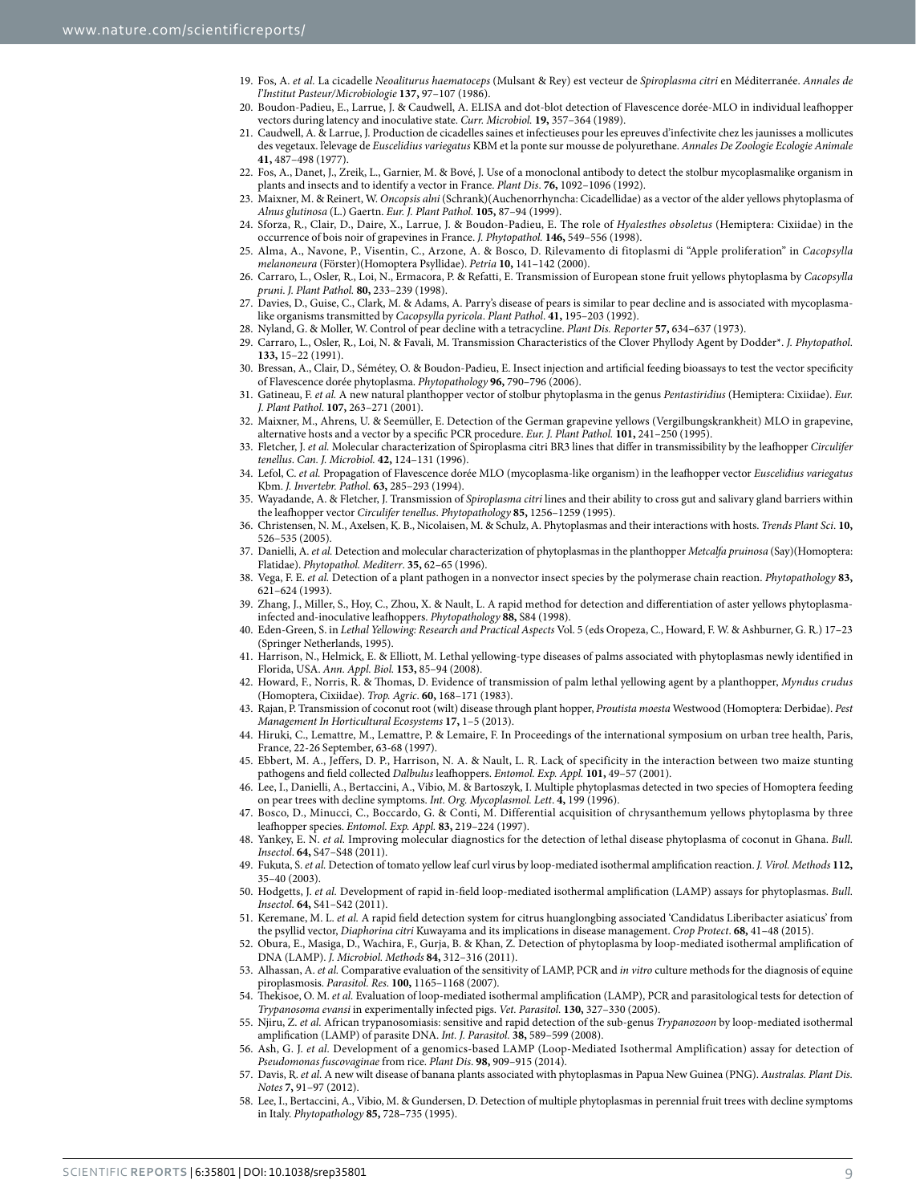19. Fos, A. *et al.* La cicadelle *Neoaliturus haematoceps* (Mulsant & Rey) est vecteur de *Spiroplasma citri* en Méditerranée. *Annales de l'Institut Pasteur/Microbiologie* **137,** 97–107 (1986).
20. Boudon-Padieu, E., Larrue, J. & Caudwell, A. ELISA and dot-blot detection of Flavescence dorée-MLO in individual leafhopper vectors during latency and inoculative state. *Curr. Microbiol.* **19,** 357–364 (1989).
21. Caudwell, A. & Larrue, J. Production de cicadelles saines et infectieuses pour les epreuves d'infectivite chez les jaunisses a mollicutes des vegetaux. l'elevage de *Euscelidius variegatus* KBM et la ponte sur mousse de polyurethane. *Annales De Zoologie Ecologie Animale* **41,** 487–498 (1977).
22. Fos, A., Danet, J., Zreik, L., Garnier, M. & Bové, J. Use of a monoclonal antibody to detect the stolbur mycoplasmalike organism in plants and insects and to identify a vector in France. *Plant Dis*. **76,** 1092–1096 (1992).
23. Maixner, M. & Reinert, W. *Oncopsis alni* (Schrank)(Auchenorrhyncha: Cicadellidae) as a vector of the alder yellows phytoplasma of *Alnus glutinosa* (L.) Gaertn. *Eur. J. Plant Pathol.* **105,** 87–94 (1999).
24. Sforza, R., Clair, D., Daire, X., Larrue, J. & Boudon-Padieu, E. The role of *Hyalesthes obsoletus* (Hemiptera: Cixiidae) in the occurrence of bois noir of grapevines in France. *J. Phytopathol.* **146,** 549–556 (1998).
25. Alma, A., Navone, P., Visentin, C., Arzone, A. & Bosco, D. Rilevamento di fitoplasmi di "Apple proliferation" in *Cacopsylla melanoneura* (Förster)(Homoptera Psyllidae). *Petria* **10,** 141–142 (2000).
26. Carraro, L., Osler, R., Loi, N., Ermacora, P. & Refatti, E. Transmission of European stone fruit yellows phytoplasma by *Cacopsylla pruni. J. Plant Pathol.* **80,** 233–239 (1998).
27. Davies, D., Guise, C., Clark, M. & Adams, A. Parry's disease of pears is similar to pear decline and is associated with mycoplasma-like organisms transmitted by *Cacopsylla pyricola*. *Plant Pathol*. **41,** 195–203 (1992).
28. Nyland, G. & Moller, W. Control of pear decline with a tetracycline. *Plant Dis. Reporter* **57,** 634–637 (1973).
29. Carraro, L., Osler, R., Loi, N. & Favali, M. Transmission Characteristics of the Clover Phyllody Agent by Dodder*. *J. Phytopathol.* **133,** 15–22 (1991).
30. Bressan, A., Clair, D., Sémétey, O. & Boudon-Padieu, E. Insect injection and artificial feeding bioassays to test the vector specificity of Flavescence dorée phytoplasma. *Phytopathology* **96,** 790–796 (2006).
31. Gatineau, F. *et al.* A new natural planthopper vector of stolbur phytoplasma in the genus *Pentastiridius* (Hemiptera: Cixiidae). *Eur. J. Plant Pathol*. **107,** 263–271 (2001).
32. Maixner, M., Ahrens, U. & Seemüller, E. Detection of the German grapevine yellows (Vergilbungskrankheit) MLO in grapevine, alternative hosts and a vector by a specific PCR procedure. *Eur. J. Plant Pathol.* **101,** 241–250 (1995).
33. Fletcher, J. *et al.* Molecular characterization of Spiroplasma citri BR3 lines that differ in transmissibility by the leafhopper *Circulifer tenellus*. *Can. J. Microbiol.* **42,** 124–131 (1996).
34. Lefol, C. *et al.* Propagation of Flavescence dorée MLO (mycoplasma-like organism) in the leafhopper vector *Euscelidius variegatus* Kbm. *J. Invertebr. Pathol.* **63,** 285–293 (1994).
35. Wayadande, A. & Fletcher, J. Transmission of *Spiroplasma citri* lines and their ability to cross gut and salivary gland barriers within the leafhopper vector *Circulifer tenellus*. *Phytopathology* **85,** 1256–1259 (1995).
36. Christensen, N. M., Axelsen, K. B., Nicolaisen, M. & Schulz, A. Phytoplasmas and their interactions with hosts. *Trends Plant Sci*. **10,** 526–535 (2005).
37. Danielli, A. *et al.* Detection and molecular characterization of phytoplasmas in the planthopper *Metcalfa pruinosa* (Say)(Homoptera: Flatidae). *Phytopathol. Mediterr*. **35,** 62–65 (1996).
38. Vega, F. E. *et al.* Detection of a plant pathogen in a nonvector insect species by the polymerase chain reaction. *Phytopathology* **83,** 621–624 (1993).
39. Zhang, J., Miller, S., Hoy, C., Zhou, X. & Nault, L. A rapid method for detection and differentiation of aster yellows phytoplasma-infected and-inoculative leafhoppers. *Phytopathology* **88,** S84 (1998).
40. Eden-Green, S. in *Lethal Yellowing: Research and Practical Aspects* Vol. 5 (eds Oropeza, C., Howard, F. W. & Ashburner, G. R.) 17–23 (Springer Netherlands, 1995).
41. Harrison, N., Helmick, E. & Elliott, M. Lethal yellowing-type diseases of palms associated with phytoplasmas newly identified in Florida, USA. *Ann. Appl. Biol.* **153,** 85–94 (2008).
42. Howard, F., Norris, R. & Thomas, D. Evidence of transmission of palm lethal yellowing agent by a planthopper, *Myndus crudus* (Homoptera, Cixiidae). *Trop. Agric*. **60,** 168–171 (1983).
43. Rajan, P. Transmission of coconut root (wilt) disease through plant hopper, *Proutista moesta* Westwood (Homoptera: Derbidae). *Pest Management In Horticultural Ecosystems* **17,** 1–5 (2013).
44. Hiruki, C., Lemattre, M., Lemattre, P. & Lemaire, F. In Proceedings of the international symposium on urban tree health, Paris, France, 22-26 September, 63-68 (1997).
45. Ebbert, M. A., Jeffers, D. P., Harrison, N. A. & Nault, L. R. Lack of specificity in the interaction between two maize stunting pathogens and field collected *Dalbulus* leafhoppers. *Entomol. Exp. Appl.* **101,** 49–57 (2001).
46. Lee, I., Danielli, A., Bertaccini, A., Vibio, M. & Bartoszyk, I. Multiple phytoplasmas detected in two species of Homoptera feeding on pear trees with decline symptoms. *Int. Org. Mycoplasmol. Lett*. **4,** 199 (1996).
47. Bosco, D., Minucci, C., Boccardo, G. & Conti, M. Differential acquisition of chrysanthemum yellows phytoplasma by three leafhopper species. *Entomol. Exp. Appl.* **83,** 219–224 (1997).
48. Yankey, E. N. *et al.* Improving molecular diagnostics for the detection of lethal disease phytoplasma of coconut in Ghana. *Bull. Insectol*. **64,** S47–S48 (2011).
49. Fukuta, S. *et al.* Detection of tomato yellow leaf curl virus by loop-mediated isothermal amplification reaction. *J. Virol. Methods* **112,** 35–40 (2003).
50. Hodgetts, J. *et al.* Development of rapid in-field loop-mediated isothermal amplification (LAMP) assays for phytoplasmas. *Bull. Insectol.* **64,** S41–S42 (2011).
51. Keremane, M. L. *et al.* A rapid field detection system for citrus huanglongbing associated 'Candidatus Liberibacter asiaticus' from the psyllid vector, *Diaphorina citri* Kuwayama and its implications in disease management. *Crop Protect*. **68,** 41–48 (2015).
52. Obura, E., Masiga, D., Wachira, F., Gurja, B. & Khan, Z. Detection of phytoplasma by loop-mediated isothermal amplification of DNA (LAMP). *J. Microbiol. Methods* **84,** 312–316 (2011).
53. Alhassan, A. *et al.* Comparative evaluation of the sensitivity of LAMP, PCR and *in vitro* culture methods for the diagnosis of equine piroplasmosis. *Parasitol. Res*. **100,** 1165–1168 (2007).
54. Thekisoe, O. M. *et al.* Evaluation of loop-mediated isothermal amplification (LAMP), PCR and parasitological tests for detection of *Trypanosoma evansi* in experimentally infected pigs. *Vet. Parasitol.* **130,** 327–330 (2005).
55. Njiru, Z. *et al.* African trypanosomiasis: sensitive and rapid detection of the sub-genus *Trypanozoon* by loop-mediated isothermal amplification (LAMP) of parasite DNA. *Int. J. Parasitol.* **38,** 589–599 (2008).
56. Ash, G. J. *et al.* Development of a genomics-based LAMP (Loop-Mediated Isothermal Amplification) assay for detection of *Pseudomonas fuscovaginae* from rice. *Plant Dis*. **98,** 909–915 (2014).
57. Davis, R. *et al.* A new wilt disease of banana plants associated with phytoplasmas in Papua New Guinea (PNG). *Australas. Plant Dis. Notes* **7,** 91–97 (2012).
58. Lee, I., Bertaccini, A., Vibio, M. & Gundersen, D. Detection of multiple phytoplasmas in perennial fruit trees with decline symptoms in Italy. *Phytopathology* **85,** 728–735 (1995).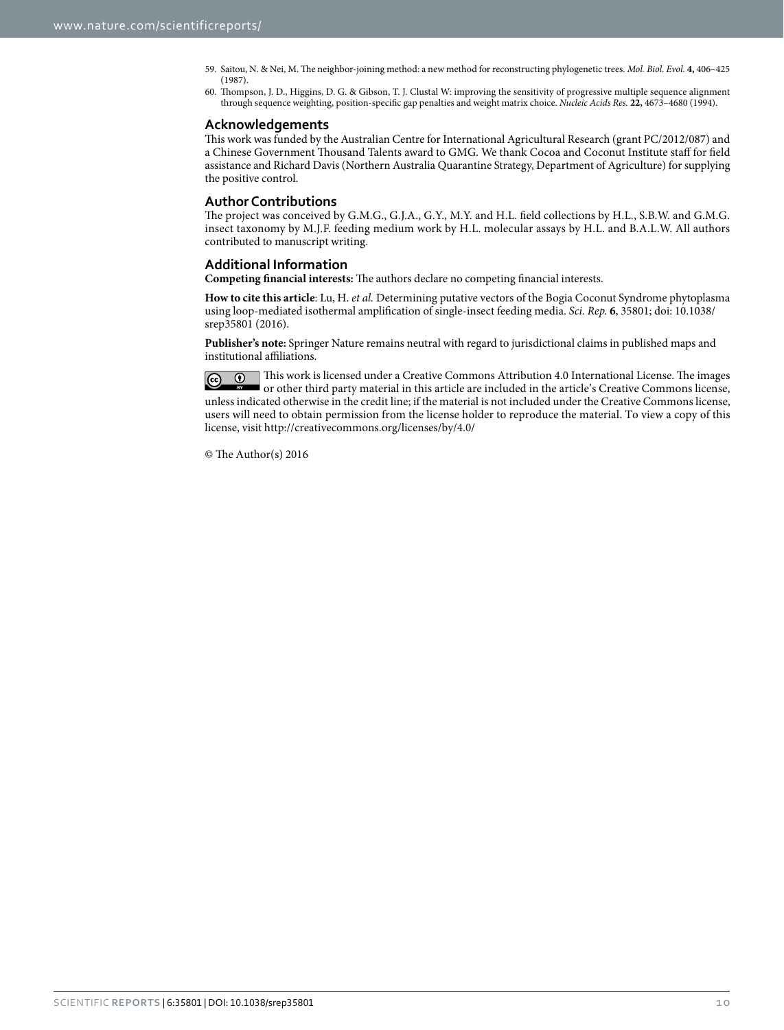59. Saitou, N. & Nei, M. The neighbor-joining method: a new method for reconstructing phylogenetic trees. *Mol. Biol. Evol.* **4,** 406–425 (1987).
60. Thompson, J. D., Higgins, D. G. & Gibson, T. J. Clustal W: improving the sensitivity of progressive multiple sequence alignment through sequence weighting, position-specific gap penalties and weight matrix choice. *Nucleic Acids Res.* **22,** 4673–4680 (1994).

## Acknowledgements

This work was funded by the Australian Centre for International Agricultural Research (grant PC/2012/087) and a Chinese Government Thousand Talents award to GMG. We thank Cocoa and Coconut Institute staff for field assistance and Richard Davis (Northern Australia Quarantine Strategy, Department of Agriculture) for supplying the positive control.

## Author Contributions

The project was conceived by G.M.G., G.J.A., G.Y., M.Y. and H.L. field collections by H.L., S.B.W. and G.M.G. insect taxonomy by M.J.F. feeding medium work by H.L. molecular assays by H.L. and B.A.L.W. All authors contributed to manuscript writing.

## Additional Information

**Competing financial interests:** The authors declare no competing financial interests.

**How to cite this article**: Lu, H. *et al.* Determining putative vectors of the Bogia Coconut Syndrome phytoplasma using loop-mediated isothermal amplification of single-insect feeding media. *Sci. Rep.* **6**, 35801; doi: 10.1038/srep35801 (2016).

**Publisher's note:** Springer Nature remains neutral with regard to jurisdictional claims in published maps and institutional affiliations.

This work is licensed under a Creative Commons Attribution 4.0 International License. The images or other third party material in this article are included in the article's Creative Commons license, unless indicated otherwise in the credit line; if the material is not included under the Creative Commons license, users will need to obtain permission from the license holder to reproduce the material. To view a copy of this license, visit http://creativecommons.org/licenses/by/4.0/

© The Author(s) 2016